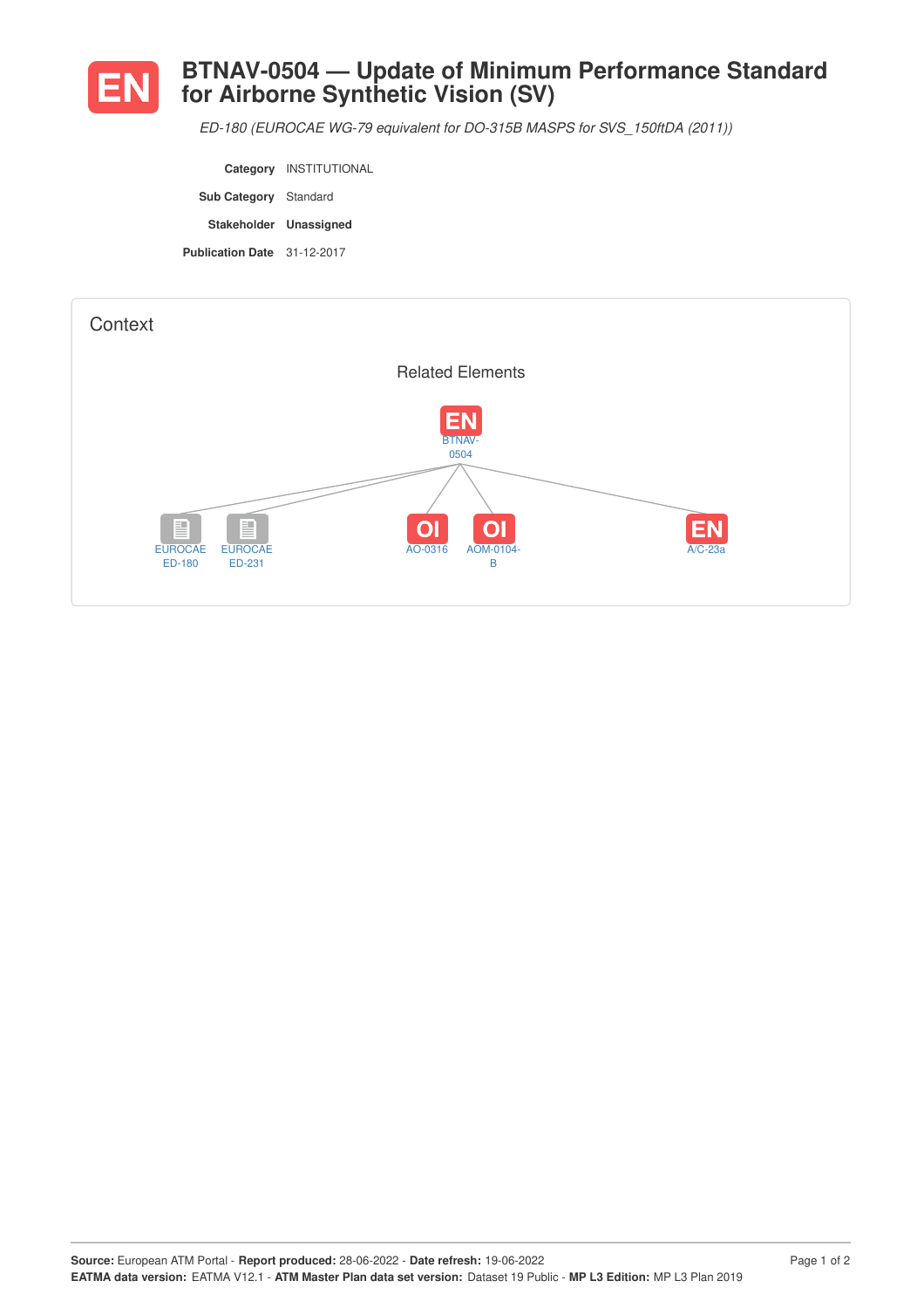# EN BTNAV-0504 — Update of Minimum Performance Standard for Airborne Synthetic Vision (SV)

*ED-180 (EUROCAE WG-79 equivalent for DO-315B MASPS for SVS_150ftDA (2011))*

**Category** INSTITUTIONAL

**Sub Category** Standard

**Stakeholder** **Unassigned**

**Publication Date** 31-12-2017

## Context

### Related Elements

EN BTNAV-0504

- EUROCAE ED-180
- EUROCAE ED-231
- OI AO-0316
- OI AOM-0104-B
- EN A/C-23a

**Source:** European ATM Portal - **Report produced:** 28-06-2022 - **Date refresh:** 19-06-2022
**EATMA data version:** EATMA V12.1 - **ATM Master Plan data set version:** Dataset 19 Public - **MP L3 Edition:** MP L3 Plan 2019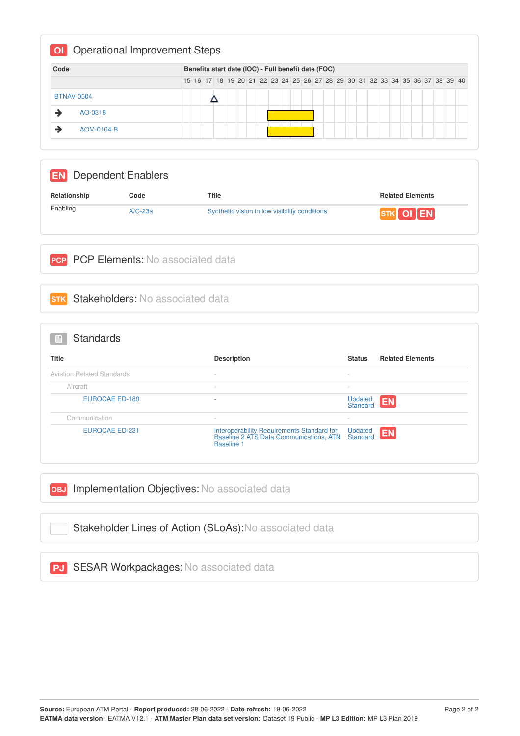## OI Operational Improvement Steps

| Code | Benefits start date (IOC) - Full benefit date (FOC) |
|---|---|
| | 15 16 17 18 19 20 21 22 23 24 25 26 27 28 29 30 31 32 33 34 35 36 37 38 39 40 |
| BTNAV-0504 | |
| → AO-0316 | |
| → AOM-0104-B | |

## EN Dependent Enablers

| Relationship | Code | Title | Related Elements |
|---|---|---|---|
| Enabling | A/C-23a | Synthetic vision in low visibility conditions | STK OI EN |

## PCP PCP Elements: No associated data

## STK Stakeholders: No associated data

## Standards

| Title | Description | Status | Related Elements |
|---|---|---|---|
| Aviation Related Standards | - | - | |
| Aircraft | - | - | |
| EUROCAE ED-180 | - | Updated Standard | EN |
| Communication | - | - | |
| EUROCAE ED-231 | Interoperability Requirements Standard for Baseline 2 ATS Data Communications, ATN Baseline 1 | Updated Standard | EN |

## OBJ Implementation Objectives: No associated data

## Stakeholder Lines of Action (SLoAs): No associated data

## PJ SESAR Workpackages: No associated data

**Source:** European ATM Portal - **Report produced:** 28-06-2022 - **Date refresh:** 19-06-2022
**EATMA data version:** EATMA V12.1 - **ATM Master Plan data set version:** Dataset 19 Public - **MP L3 Edition:** MP L3 Plan 2019